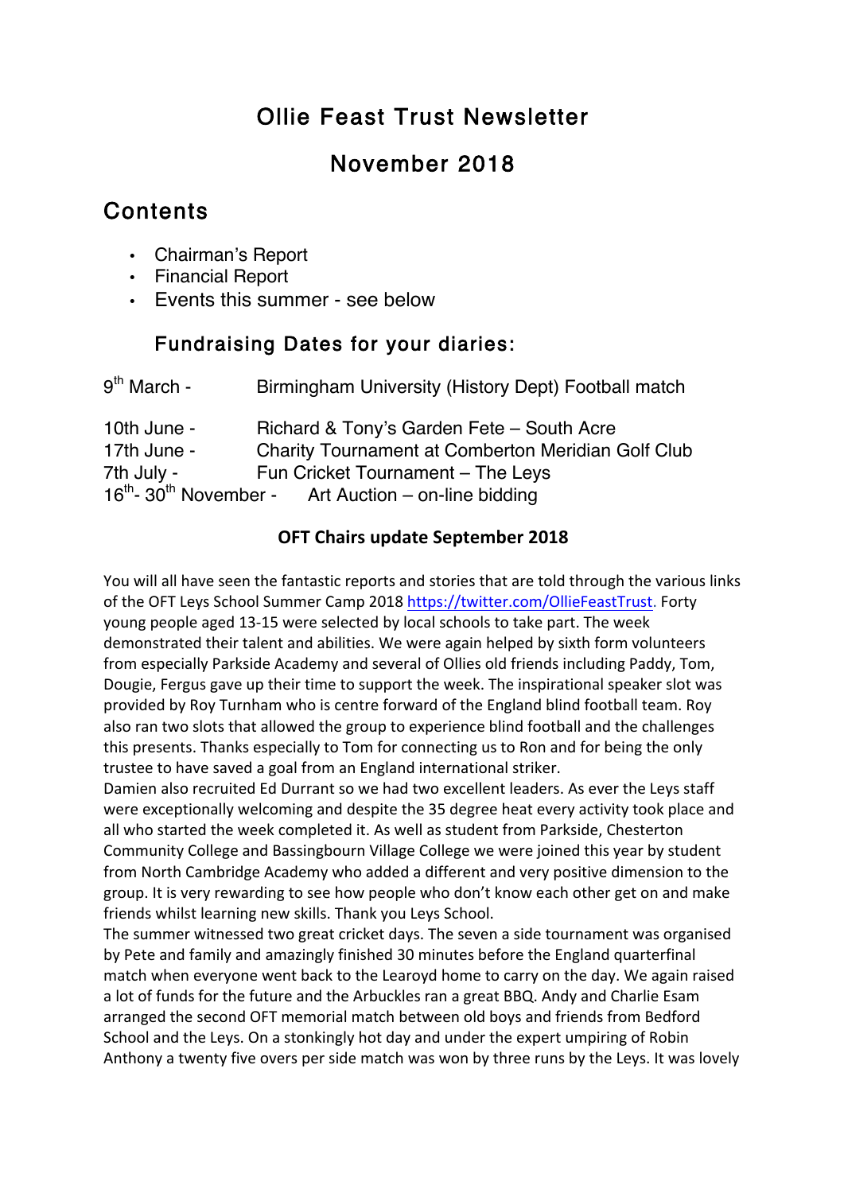# Ollie Feast Trust Newsletter

## November 2018

## Contents

- Chairman's Report
- Financial Report
- Events this summer - see below

### Fundraising Dates for your diaries:

9th March - Birmingham University (History Dept) Football match

10th June - Richard & Tony's Garden Fete – South Acre
17th June - Charity Tournament at Comberton Meridian Golf Club
7th July - Fun Cricket Tournament – The Leys
16th- 30th November - Art Auction – on-line bidding

**OFT Chairs update September 2018**

You will all have seen the fantastic reports and stories that are told through the various links of the OFT Leys School Summer Camp 2018 https://twitter.com/OllieFeastTrust. Forty young people aged 13-15 were selected by local schools to take part. The week demonstrated their talent and abilities. We were again helped by sixth form volunteers from especially Parkside Academy and several of Ollies old friends including Paddy, Tom, Dougie, Fergus gave up their time to support the week. The inspirational speaker slot was provided by Roy Turnham who is centre forward of the England blind football team. Roy also ran two slots that allowed the group to experience blind football and the challenges this presents. Thanks especially to Tom for connecting us to Ron and for being the only trustee to have saved a goal from an England international striker.
Damien also recruited Ed Durrant so we had two excellent leaders. As ever the Leys staff were exceptionally welcoming and despite the 35 degree heat every activity took place and all who started the week completed it. As well as student from Parkside, Chesterton Community College and Bassingbourn Village College we were joined this year by student from North Cambridge Academy who added a different and very positive dimension to the group. It is very rewarding to see how people who don't know each other get on and make friends whilst learning new skills. Thank you Leys School.
The summer witnessed two great cricket days. The seven a side tournament was organised by Pete and family and amazingly finished 30 minutes before the England quarterfinal match when everyone went back to the Learoyd home to carry on the day. We again raised a lot of funds for the future and the Arbuckles ran a great BBQ. Andy and Charlie Esam arranged the second OFT memorial match between old boys and friends from Bedford School and the Leys. On a stonkingly hot day and under the expert umpiring of Robin Anthony a twenty five overs per side match was won by three runs by the Leys. It was lovely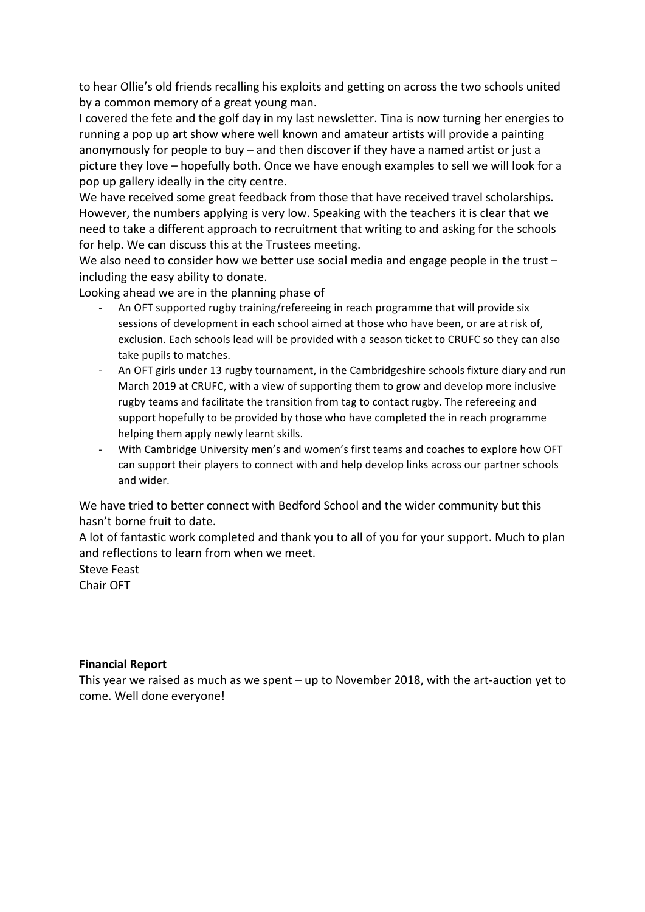to hear Ollie's old friends recalling his exploits and getting on across the two schools united by a common memory of a great young man.
I covered the fete and the golf day in my last newsletter. Tina is now turning her energies to running a pop up art show where well known and amateur artists will provide a painting anonymously for people to buy – and then discover if they have a named artist or just a picture they love – hopefully both. Once we have enough examples to sell we will look for a pop up gallery ideally in the city centre.
We have received some great feedback from those that have received travel scholarships. However, the numbers applying is very low. Speaking with the teachers it is clear that we need to take a different approach to recruitment that writing to and asking for the schools for help. We can discuss this at the Trustees meeting.
We also need to consider how we better use social media and engage people in the trust – including the easy ability to donate.
Looking ahead we are in the planning phase of

- An OFT supported rugby training/refereeing in reach programme that will provide six sessions of development in each school aimed at those who have been, or are at risk of, exclusion. Each schools lead will be provided with a season ticket to CRUFC so they can also take pupils to matches.
- An OFT girls under 13 rugby tournament, in the Cambridgeshire schools fixture diary and run March 2019 at CRUFC, with a view of supporting them to grow and develop more inclusive rugby teams and facilitate the transition from tag to contact rugby. The refereeing and support hopefully to be provided by those who have completed the in reach programme helping them apply newly learnt skills.
- With Cambridge University men's and women's first teams and coaches to explore how OFT can support their players to connect with and help develop links across our partner schools and wider.

We have tried to better connect with Bedford School and the wider community but this hasn't borne fruit to date.
A lot of fantastic work completed and thank you to all of you for your support. Much to plan and reflections to learn from when we meet.
Steve Feast
Chair OFT

**Financial Report**
This year we raised as much as we spent – up to November 2018, with the art-auction yet to come. Well done everyone!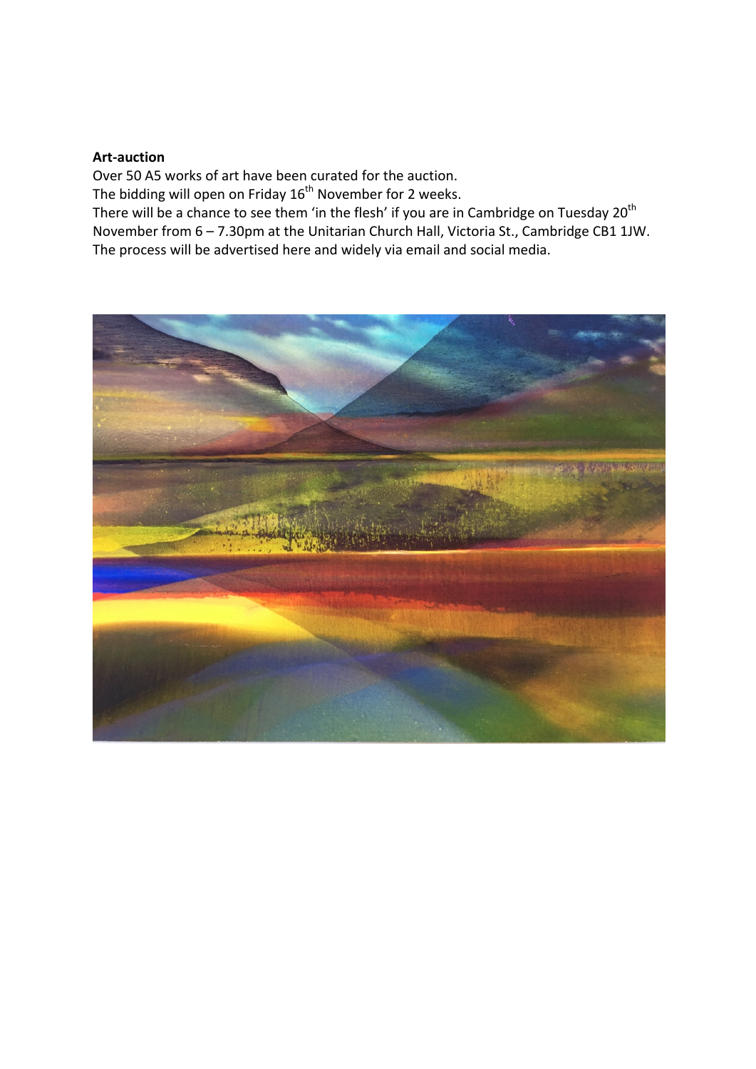**Art-auction**

Over 50 A5 works of art have been curated for the auction.
The bidding will open on Friday 16th November for 2 weeks.
There will be a chance to see them 'in the flesh' if you are in Cambridge on Tuesday 20th November from 6 – 7.30pm at the Unitarian Church Hall, Victoria St., Cambridge CB1 1JW.
The process will be advertised here and widely via email and social media.